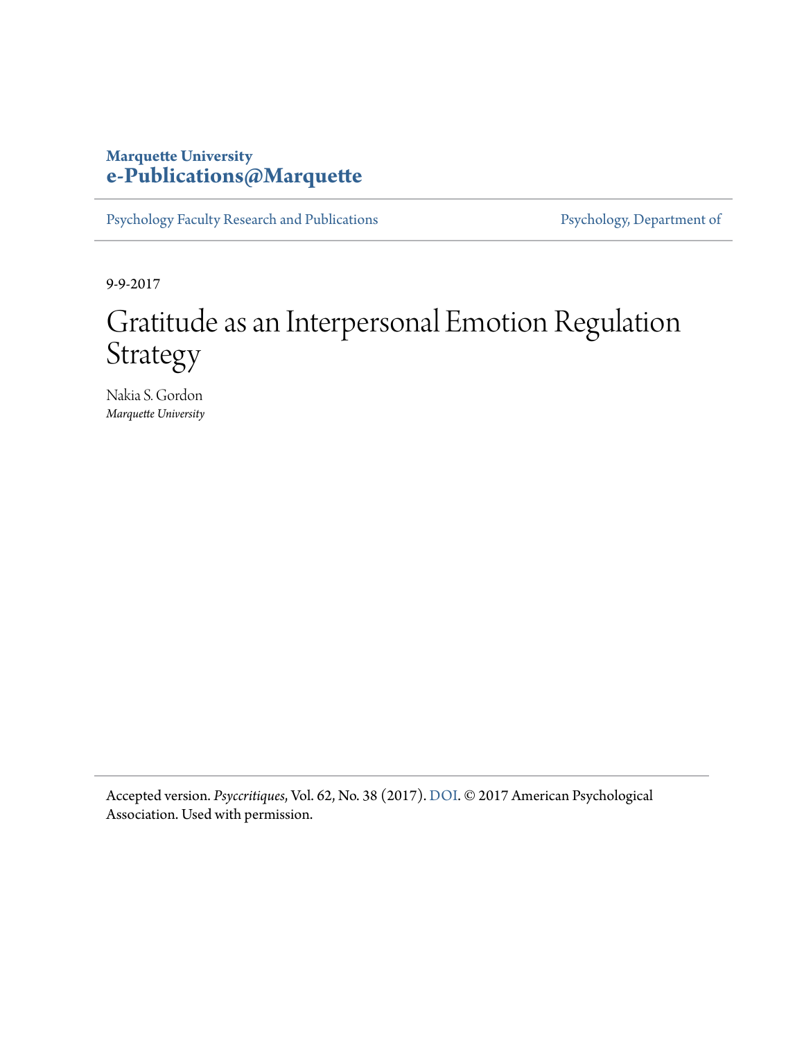**Marquette University**
**e-Publications@Marquette**

Psychology Faculty Research and Publications | Psychology, Department of

9-9-2017

# Gratitude as an Interpersonal Emotion Regulation Strategy

Nakia S. Gordon
*Marquette University*

Accepted version. *Psyccritiques*, Vol. 62, No. 38 (2017). DOI. © 2017 American Psychological Association. Used with permission.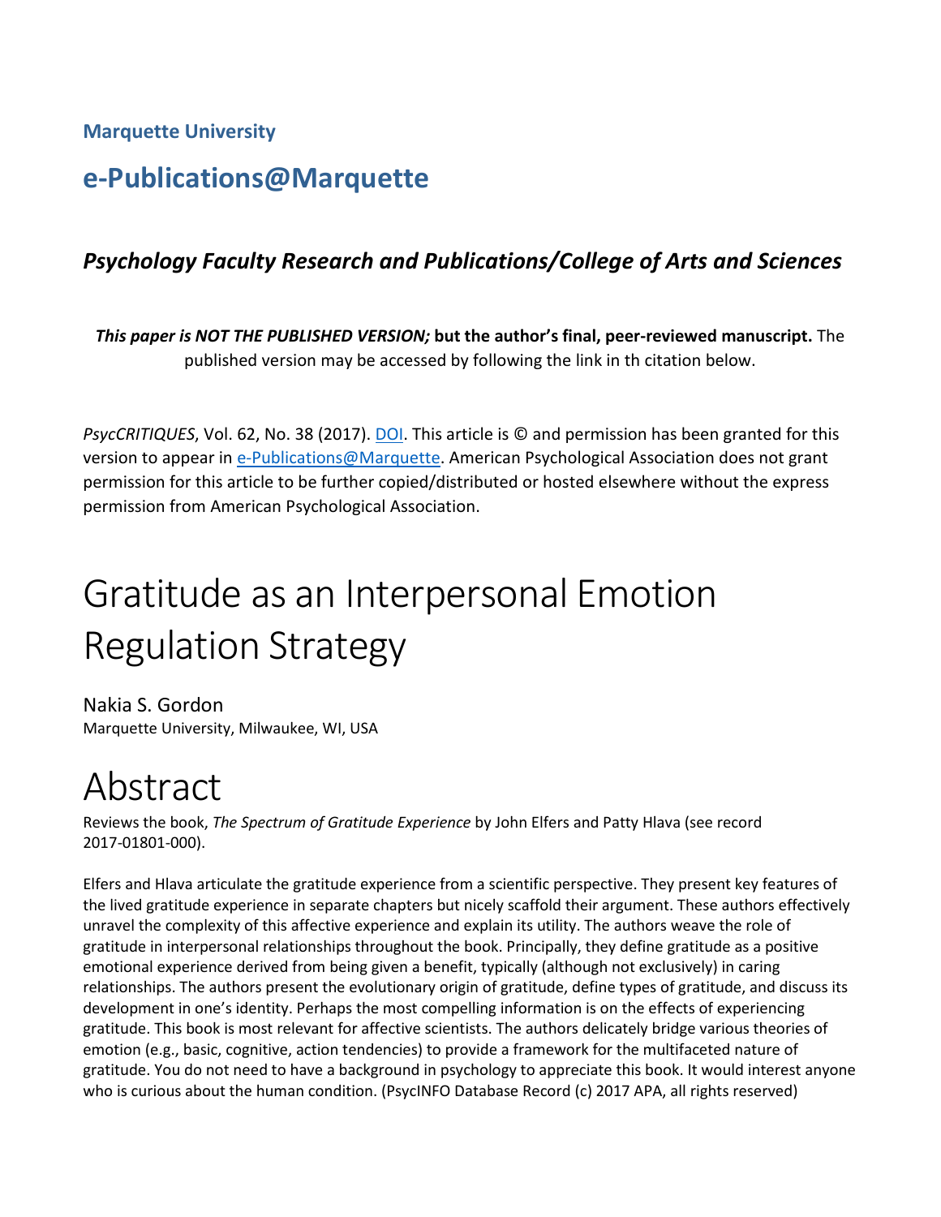**Marquette University**

## e-Publications@Marquette

### *Psychology Faculty Research and Publications/College of Arts and Sciences*

***This paper is NOT THE PUBLISHED VERSION;* but the author's final, peer-reviewed manuscript.** The published version may be accessed by following the link in th citation below.

*PsycCRITIQUES*, Vol. 62, No. 38 (2017). DOI. This article is © and permission has been granted for this version to appear in e-Publications@Marquette. American Psychological Association does not grant permission for this article to be further copied/distributed or hosted elsewhere without the express permission from American Psychological Association.

# Gratitude as an Interpersonal Emotion Regulation Strategy

Nakia S. Gordon
Marquette University, Milwaukee, WI, USA

# Abstract

Reviews the book, *The Spectrum of Gratitude Experience* by John Elfers and Patty Hlava (see record 2017-01801-000).

Elfers and Hlava articulate the gratitude experience from a scientific perspective. They present key features of the lived gratitude experience in separate chapters but nicely scaffold their argument. These authors effectively unravel the complexity of this affective experience and explain its utility. The authors weave the role of gratitude in interpersonal relationships throughout the book. Principally, they define gratitude as a positive emotional experience derived from being given a benefit, typically (although not exclusively) in caring relationships. The authors present the evolutionary origin of gratitude, define types of gratitude, and discuss its development in one's identity. Perhaps the most compelling information is on the effects of experiencing gratitude. This book is most relevant for affective scientists. The authors delicately bridge various theories of emotion (e.g., basic, cognitive, action tendencies) to provide a framework for the multifaceted nature of gratitude. You do not need to have a background in psychology to appreciate this book. It would interest anyone who is curious about the human condition. (PsycINFO Database Record (c) 2017 APA, all rights reserved)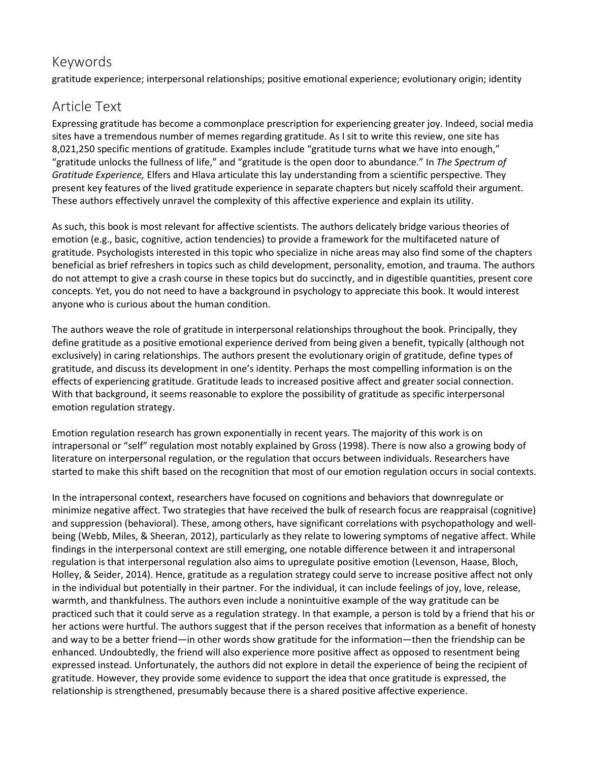## Keywords

gratitude experience; interpersonal relationships; positive emotional experience; evolutionary origin; identity

## Article Text

Expressing gratitude has become a commonplace prescription for experiencing greater joy. Indeed, social media sites have a tremendous number of memes regarding gratitude. As I sit to write this review, one site has 8,021,250 specific mentions of gratitude. Examples include "gratitude turns what we have into enough," "gratitude unlocks the fullness of life," and "gratitude is the open door to abundance." In *The Spectrum of Gratitude Experience,* Elfers and Hlava articulate this lay understanding from a scientific perspective. They present key features of the lived gratitude experience in separate chapters but nicely scaffold their argument. These authors effectively unravel the complexity of this affective experience and explain its utility.

As such, this book is most relevant for affective scientists. The authors delicately bridge various theories of emotion (e.g., basic, cognitive, action tendencies) to provide a framework for the multifaceted nature of gratitude. Psychologists interested in this topic who specialize in niche areas may also find some of the chapters beneficial as brief refreshers in topics such as child development, personality, emotion, and trauma. The authors do not attempt to give a crash course in these topics but do succinctly, and in digestible quantities, present core concepts. Yet, you do not need to have a background in psychology to appreciate this book. It would interest anyone who is curious about the human condition.

The authors weave the role of gratitude in interpersonal relationships throughout the book. Principally, they define gratitude as a positive emotional experience derived from being given a benefit, typically (although not exclusively) in caring relationships. The authors present the evolutionary origin of gratitude, define types of gratitude, and discuss its development in one's identity. Perhaps the most compelling information is on the effects of experiencing gratitude. Gratitude leads to increased positive affect and greater social connection. With that background, it seems reasonable to explore the possibility of gratitude as specific interpersonal emotion regulation strategy.

Emotion regulation research has grown exponentially in recent years. The majority of this work is on intrapersonal or "self" regulation most notably explained by Gross (1998). There is now also a growing body of literature on interpersonal regulation, or the regulation that occurs between individuals. Researchers have started to make this shift based on the recognition that most of our emotion regulation occurs in social contexts.

In the intrapersonal context, researchers have focused on cognitions and behaviors that downregulate or minimize negative affect. Two strategies that have received the bulk of research focus are reappraisal (cognitive) and suppression (behavioral). These, among others, have significant correlations with psychopathology and well-being (Webb, Miles, & Sheeran, 2012), particularly as they relate to lowering symptoms of negative affect. While findings in the interpersonal context are still emerging, one notable difference between it and intrapersonal regulation is that interpersonal regulation also aims to upregulate positive emotion (Levenson, Haase, Bloch, Holley, & Seider, 2014). Hence, gratitude as a regulation strategy could serve to increase positive affect not only in the individual but potentially in their partner. For the individual, it can include feelings of joy, love, release, warmth, and thankfulness. The authors even include a nonintuitive example of the way gratitude can be practiced such that it could serve as a regulation strategy. In that example, a person is told by a friend that his or her actions were hurtful. The authors suggest that if the person receives that information as a benefit of honesty and way to be a better friend—in other words show gratitude for the information—then the friendship can be enhanced. Undoubtedly, the friend will also experience more positive affect as opposed to resentment being expressed instead. Unfortunately, the authors did not explore in detail the experience of being the recipient of gratitude. However, they provide some evidence to support the idea that once gratitude is expressed, the relationship is strengthened, presumably because there is a shared positive affective experience.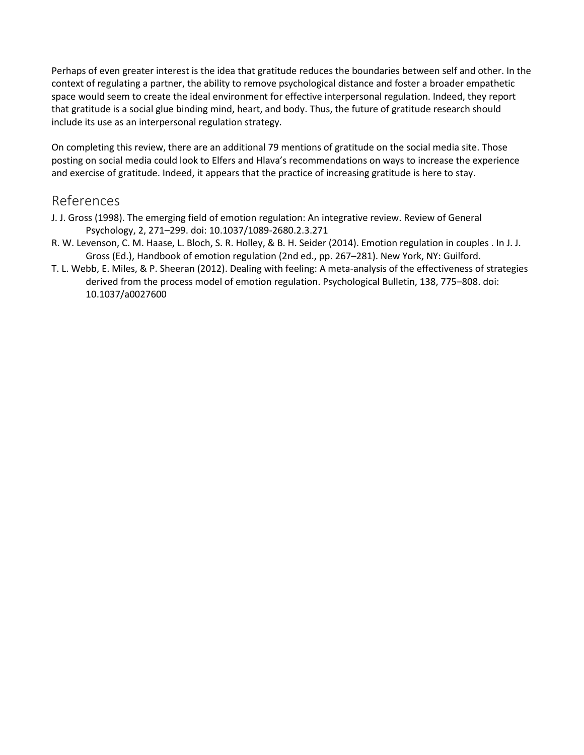Perhaps of even greater interest is the idea that gratitude reduces the boundaries between self and other. In the context of regulating a partner, the ability to remove psychological distance and foster a broader empathetic space would seem to create the ideal environment for effective interpersonal regulation. Indeed, they report that gratitude is a social glue binding mind, heart, and body. Thus, the future of gratitude research should include its use as an interpersonal regulation strategy.

On completing this review, there are an additional 79 mentions of gratitude on the social media site. Those posting on social media could look to Elfers and Hlava's recommendations on ways to increase the experience and exercise of gratitude. Indeed, it appears that the practice of increasing gratitude is here to stay.

## References

J. J. Gross (1998). The emerging field of emotion regulation: An integrative review. Review of General Psychology, 2, 271–299. doi: 10.1037/1089-2680.2.3.271

R. W. Levenson, C. M. Haase, L. Bloch, S. R. Holley, & B. H. Seider (2014). Emotion regulation in couples . In J. J. Gross (Ed.), Handbook of emotion regulation (2nd ed., pp. 267–281). New York, NY: Guilford.

T. L. Webb, E. Miles, & P. Sheeran (2012). Dealing with feeling: A meta-analysis of the effectiveness of strategies derived from the process model of emotion regulation. Psychological Bulletin, 138, 775–808. doi: 10.1037/a0027600